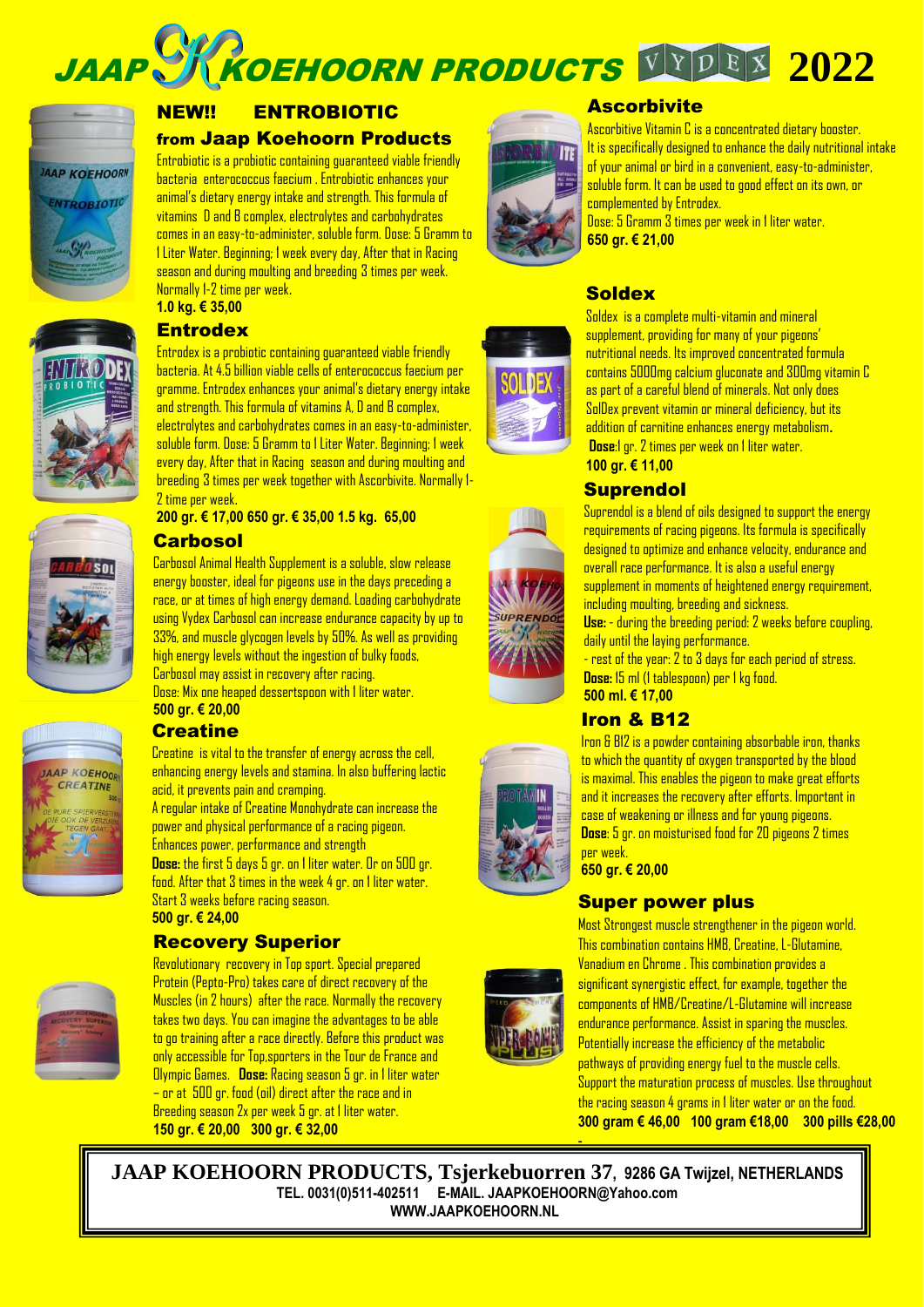# JAAP KOEHOORN PRODUCTS VYDEX 2022

## NEW!! ENTROBIOTIC

### from Jaap Koehoorn Products

Entrobiotic is a probiotic containing guaranteed viable friendly bacteria enterococcus faecium . Entrobiotic enhances your animal's dietary energy intake and strength. This formula of vitamins D and B complex, electrolytes and carbohydrates comes in an easy-to-administer, soluble form. Dose: 5 Gramm to 1 Liter Water. Beginning; 1 week every day, After that in Racing season and during moulting and breeding 3 times per week. Normally 1-2 time per week.

**1.0 kg. € 35,00**

## Entrodex

Entrodex is a probiotic containing guaranteed viable friendly bacteria. At 4.5 billion viable cells of enterococcus faecium per gramme. Entrodex enhances your animal's dietary energy intake and strength. This formula of vitamins A, D and B complex, electrolytes and carbohydrates comes in an easy-to-administer, soluble form. Dose: 5 Gramm to 1 Liter Water. Beginning; 1 week every day, After that in Racing season and during moulting and breeding 3 times per week together with Ascorbivite. Normally 1-2 time per week.

**200 gr. € 17,00 650 gr. € 35,00 1.5 kg. 65,00**

## Carbosol

Carbosol Animal Health Supplement is a soluble, slow release energy booster, ideal for pigeons use in the days preceding a race, or at times of high energy demand. Loading carbohydrate using Vydex Carbosol can increase endurance capacity by up to 33%, and muscle glycogen levels by 50%. As well as providing high energy levels without the ingestion of bulky foods, Carbosol may assist in recovery after racing.

Dose: Mix one heaped dessertspoon with 1 liter water.

**500 gr. € 20,00**

## Creatine

Creatine is vital to the transfer of energy across the cell, enhancing energy levels and stamina. In also buffering lactic acid, it prevents pain and cramping.

A regular intake of Creatine Monohydrate can increase the power and physical performance of a racing pigeon.

Enhances power, performance and strength

**Dose:** the first 5 days 5 gr. on 1 liter water. Or on 500 gr. food. After that 3 times in the week 4 gr. on 1 liter water. Start 3 weeks before racing season.

**500 gr. € 24,00**

## Recovery Superior

Revolutionary recovery in Top sport. Special prepared Protein (Pepto-Pro) takes care of direct recovery of the Muscles (in 2 hours) after the race. Normally the recovery takes two days. You can imagine the advantages to be able to go training after a race directly. Before this product was only accessible for Top,sporters in the Tour de France and Olympic Games. **Dose:** Racing season 5 gr. in 1 liter water – or at 500 gr. food (oil) direct after the race and in Breeding season 2x per week 5 gr. at 1 liter water.

**150 gr. € 20,00 300 gr. € 32,00**

## Ascorbivite

Ascorbitive Vitamin C is a concentrated dietary booster. It is specifically designed to enhance the daily nutritional intake of your animal or bird in a convenient, easy-to-administer, soluble form. It can be used to good effect on its own, or complemented by Entrodex.

Dose: 5 Gramm 3 times per week in 1 liter water.

**650 gr. € 21,00**

## Soldex

Soldex is a complete multi-vitamin and mineral supplement, providing for many of your pigeons' nutritional needs. Its improved concentrated formula contains 5000mg calcium gluconate and 300mg vitamin C as part of a careful blend of minerals. Not only does SolDex prevent vitamin or mineral deficiency, but its addition of carnitine enhances energy metabolism.

**Dose:**1 gr. 2 times per week on 1 liter water.

**100 gr. € 11,00**

## Suprendol

Suprendol is a blend of oils designed to support the energy requirements of racing pigeons. Its formula is specifically designed to optimize and enhance velocity, endurance and overall race performance. It is also a useful energy supplement in moments of heightened energy requirement, including moulting, breeding and sickness.

**Use:** - during the breeding period: 2 weeks before coupling, daily until the laying performance.

- rest of the year: 2 to 3 days for each period of stress.

**Dose:** 15 ml (1 tablespoon) per 1 kg food.

**500 ml. € 17,00**

## Iron & B12

Iron & B12 is a powder containing absorbable iron, thanks to which the quantity of oxygen transported by the blood is maximal. This enables the pigeon to make great efforts and it increases the recovery after efforts. Important in case of weakening or illness and for young pigeons.

**Dose**: 5 gr. on moisturised food for 20 pigeons 2 times per week.

**650 gr. € 20,00**

## Super power plus

Most Strongest muscle strengthener in the pigeon world. This combination contains HMB, Creatine, L-Glutamine, Vanadium en Chrome . This combination provides a significant synergistic effect, for example, together the components of HMB/Creatine/L-Glutamine will increase endurance performance. Assist in sparing the muscles. Potentially increase the efficiency of the metabolic pathways of providing energy fuel to the muscle cells. Support the maturation process of muscles. Use throughout the racing season 4 grams in 1 liter water or on the food.

**300 gram € 46,00 100 gram €18,00 300 pills €28,00**

**JAAP KOEHOORN PRODUCTS, Tsjerkebuorren 37, 9286 GA Twijzel, NETHERLANDS**
**TEL. 0031(0)511-402511 E-MAIL. JAAPKOEHOORN@Yahoo.com**
**WWW.JAAPKOEHOORN.NL**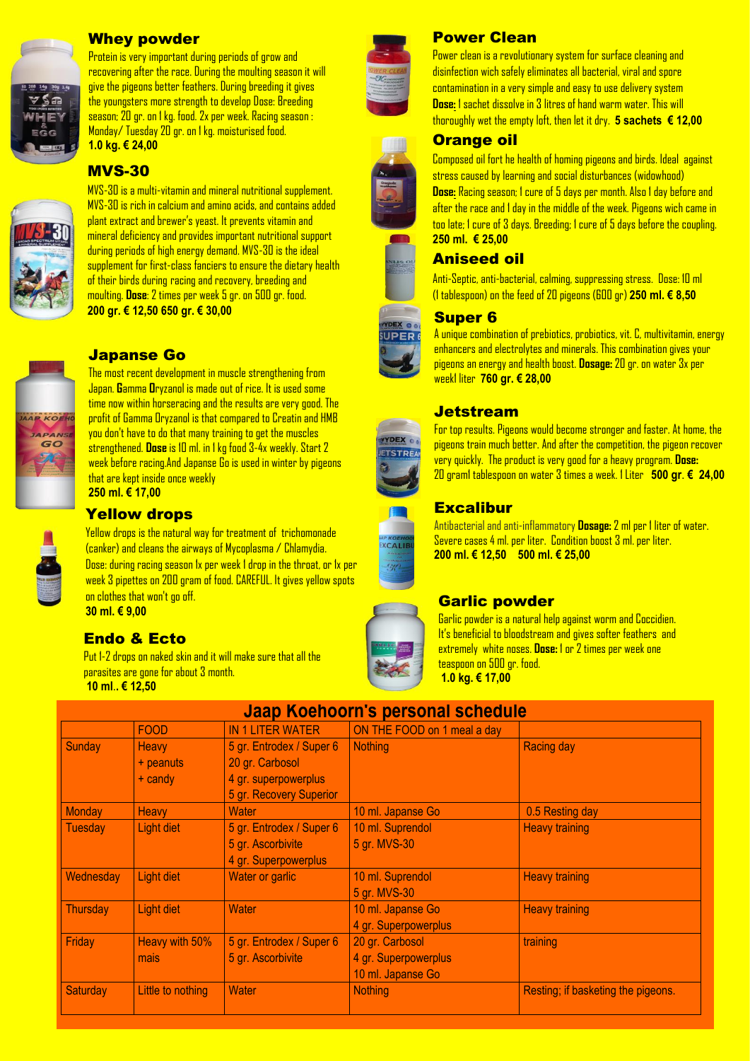## Whey powder

Protein is very important during periods of grow and recovering after the race. During the moulting season it will give the pigeons better feathers. During breeding it gives the youngsters more strength to develop Dose: Breeding season; 20 gr. on 1 kg. food. 2x per week. Racing season : Monday/ Tuesday 20 gr. on 1 kg. moisturised food.
**1.0 kg. € 24,00**

## MVS-30

MVS-30 is a multi-vitamin and mineral nutritional supplement. MVS-30 is rich in calcium and amino acids, and contains added plant extract and brewer's yeast. It prevents vitamin and mineral deficiency and provides important nutritional support during periods of high energy demand. MVS-30 is the ideal supplement for first-class fanciers to ensure the dietary health of their birds during racing and recovery, breeding and moulting. **Dose**: 2 times per week 5 gr. on 500 gr. food.
**200 gr. € 12,50 650 gr. € 30,00**

## Japanse Go

The most recent development in muscle strengthening from Japan. **G**amma **O**ryzanol is made out of rice. It is used some time now within horseracing and the results are very good. The profit of Gamma Oryzanol is that compared to Creatin and HMB you don't have to do that many training to get the muscles strengthened. **Dose** is 10 ml. in 1 kg food 3-4x weekly. Start 2 week before racing.And Japanse Go is used in winter by pigeons that are kept inside once weekly
**250 ml. € 17,00**

## Yellow drops

Yellow drops is the natural way for treatment of trichomonade (canker) and cleans the airways of Mycoplasma / Chlamydia.
Dose: during racing season 1x per week 1 drop in the throat, or 1x per week 3 pipettes on 200 gram of food. CAREFUL. It gives yellow spots on clothes that won't go off.
**30 ml. € 9,00**

## Endo & Ecto

Put 1-2 drops on naked skin and it will make sure that all the parasites are gone for about 3 month.
**10 ml.. € 12,50**

## Power Clean

Power clean is a revolutionary system for surface cleaning and disinfection wich safely eliminates all bacterial, viral and spore contamination in a very simple and easy to use delivery system
**Dose:** 1 sachet dissolve in 3 litres of hand warm water. This will thoroughly wet the empty loft, then let it dry. **5 sachets € 12,00**

## Orange oil

Composed oil fort he health of homing pigeons and birds. Ideal against stress caused by learning and social disturbances (widowhood)
**Dose:** Racing season; 1 cure of 5 days per month. Also 1 day before and after the race and 1 day in the middle of the week. Pigeons wich came in too late; 1 cure of 3 days. Breeding; 1 cure of 5 days before the coupling.
**250 ml. € 25,00**

## Aniseed oil

Anti-Septic, anti-bacterial, calming, suppressing stress. Dose: 10 ml (1 tablespoon) on the feed of 20 pigeons (600 gr) **250 ml. € 8,50**

## Super 6

A unique combination of prebiotics, probiotics, vit. C, multivitamin, energy enhancers and electrolytes and minerals. This combination gives your pigeons an energy and health boost. **Dosage:** 20 gr. on water 3x per weekl liter **760 gr. € 28,00**

## Jetstream

For top results. Pigeons would become stronger and faster. At home, the pigeons train much better. And after the competition, the pigeon recover very quickly. The product is very good for a heavy program. **Dose:** 20 graml tablespoon on water 3 times a week. 1 Liter **500 gr. € 24,00**

## Excalibur

Antibacterial and anti-inflammatory **Dosage:** 2 ml per 1 liter of water. Severe cases 4 ml. per liter. Condition boost 3 ml. per liter.
**200 ml. € 12,50 500 ml. € 25,00**

## Garlic powder

Garlic powder is a natural help against worm and Coccidien. It's beneficial to bloodstream and gives softer feathers and extremely white noses. **Dose:** 1 or 2 times per week one teaspoon on 500 gr. food.
**1.0 kg. € 17,00**

## Jaap Koehoorn's personal schedule

| | FOOD | IN 1 LITER WATER | ON THE FOOD on 1 meal a day | |
|---|---|---|---|---|
| Sunday | Heavy<br>+ peanuts<br>+ candy | 5 gr. Entrodex / Super 6<br>20 gr. Carbosol<br>4 gr. superpowerplus<br>5 gr. Recovery Superior | Nothing | Racing day |
| Monday | Heavy | Water | 10 ml. Japanse Go | 0.5 Resting day |
| Tuesday | Light diet | 5 gr. Entrodex / Super 6<br>5 gr. Ascorbivite<br>4 gr. Superpowerplus | 10 ml. Suprendol<br>5 gr. MVS-30 | Heavy training |
| Wednesday | Light diet | Water or garlic | 10 ml. Suprendol<br>5 gr. MVS-30 | Heavy training |
| Thursday | Light diet | Water | 10 ml. Japanse Go<br>4 gr. Superpowerplus | Heavy training |
| Friday | Heavy with 50% mais | 5 gr. Entrodex / Super 6<br>5 gr. Ascorbivite | 20 gr. Carbosol<br>4 gr. Superpowerplus<br>10 ml. Japanse Go | training |
| Saturday | Little to nothing | Water | Nothing | Resting; if basketing the pigeons. |